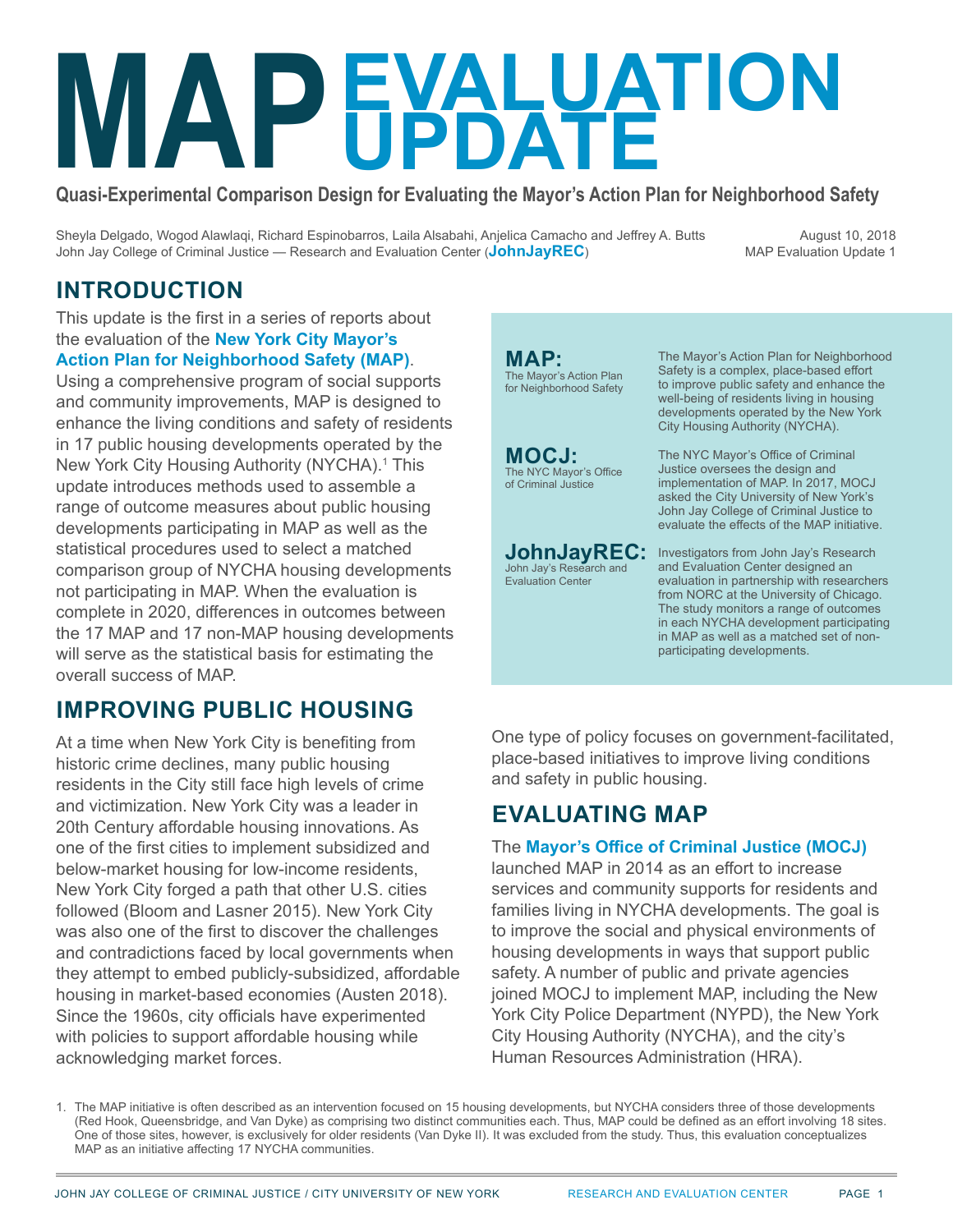# MAP EVALUATION UPDATE

**Quasi-Experimental Comparison Design for Evaluating the Mayor's Action Plan for Neighborhood Safety**

Sheyla Delgado, Wogod Alawlaqi, Richard Espinobarros, Laila Alsabahi, Anjelica Camacho and Jeffrey A. Butts
John Jay College of Criminal Justice — Research and Evaluation Center (**JohnJayREC**)

August 10, 2018
MAP Evaluation Update 1

## INTRODUCTION

This update is the first in a series of reports about the evaluation of the **New York City Mayor's Action Plan for Neighborhood Safety (MAP)**. Using a comprehensive program of social supports and community improvements, MAP is designed to enhance the living conditions and safety of residents in 17 public housing developments operated by the New York City Housing Authority (NYCHA).[1] This update introduces methods used to assemble a range of outcome measures about public housing developments participating in MAP as well as the statistical procedures used to select a matched comparison group of NYCHA housing developments not participating in MAP. When the evaluation is complete in 2020, differences in outcomes between the 17 MAP and 17 non-MAP housing developments will serve as the statistical basis for estimating the overall success of MAP.

**MAP:** The Mayor's Action Plan for Neighborhood Safety — The Mayor's Action Plan for Neighborhood Safety is a complex, place-based effort to improve public safety and enhance the well-being of residents living in housing developments operated by the New York City Housing Authority (NYCHA).

**MOCJ:** The NYC Mayor's Office of Criminal Justice — The NYC Mayor's Office of Criminal Justice oversees the design and implementation of MAP. In 2017, MOCJ asked the City University of New York's John Jay College of Criminal Justice to evaluate the effects of the MAP initiative.

**JohnJayREC:** John Jay's Research and Evaluation Center — Investigators from John Jay's Research and Evaluation Center designed an evaluation in partnership with researchers from NORC at the University of Chicago. The study monitors a range of outcomes in each NYCHA development participating in MAP as well as a matched set of non-participating developments.

## IMPROVING PUBLIC HOUSING

At a time when New York City is benefiting from historic crime declines, many public housing residents in the City still face high levels of crime and victimization. New York City was a leader in 20th Century affordable housing innovations. As one of the first cities to implement subsidized and below-market housing for low-income residents, New York City forged a path that other U.S. cities followed (Bloom and Lasner 2015). New York City was also one of the first to discover the challenges and contradictions faced by local governments when they attempt to embed publicly-subsidized, affordable housing in market-based economies (Austen 2018). Since the 1960s, city officials have experimented with policies to support affordable housing while acknowledging market forces.

One type of policy focuses on government-facilitated, place-based initiatives to improve living conditions and safety in public housing.

## EVALUATING MAP

The **Mayor's Office of Criminal Justice (MOCJ)** launched MAP in 2014 as an effort to increase services and community supports for residents and families living in NYCHA developments. The goal is to improve the social and physical environments of housing developments in ways that support public safety. A number of public and private agencies joined MOCJ to implement MAP, including the New York City Police Department (NYPD), the New York City Housing Authority (NYCHA), and the city's Human Resources Administration (HRA).

1. The MAP initiative is often described as an intervention focused on 15 housing developments, but NYCHA considers three of those developments (Red Hook, Queensbridge, and Van Dyke) as comprising two distinct communities each. Thus, MAP could be defined as an effort involving 18 sites. One of those sites, however, is exclusively for older residents (Van Dyke II). It was excluded from the study. Thus, this evaluation conceptualizes MAP as an initiative affecting 17 NYCHA communities.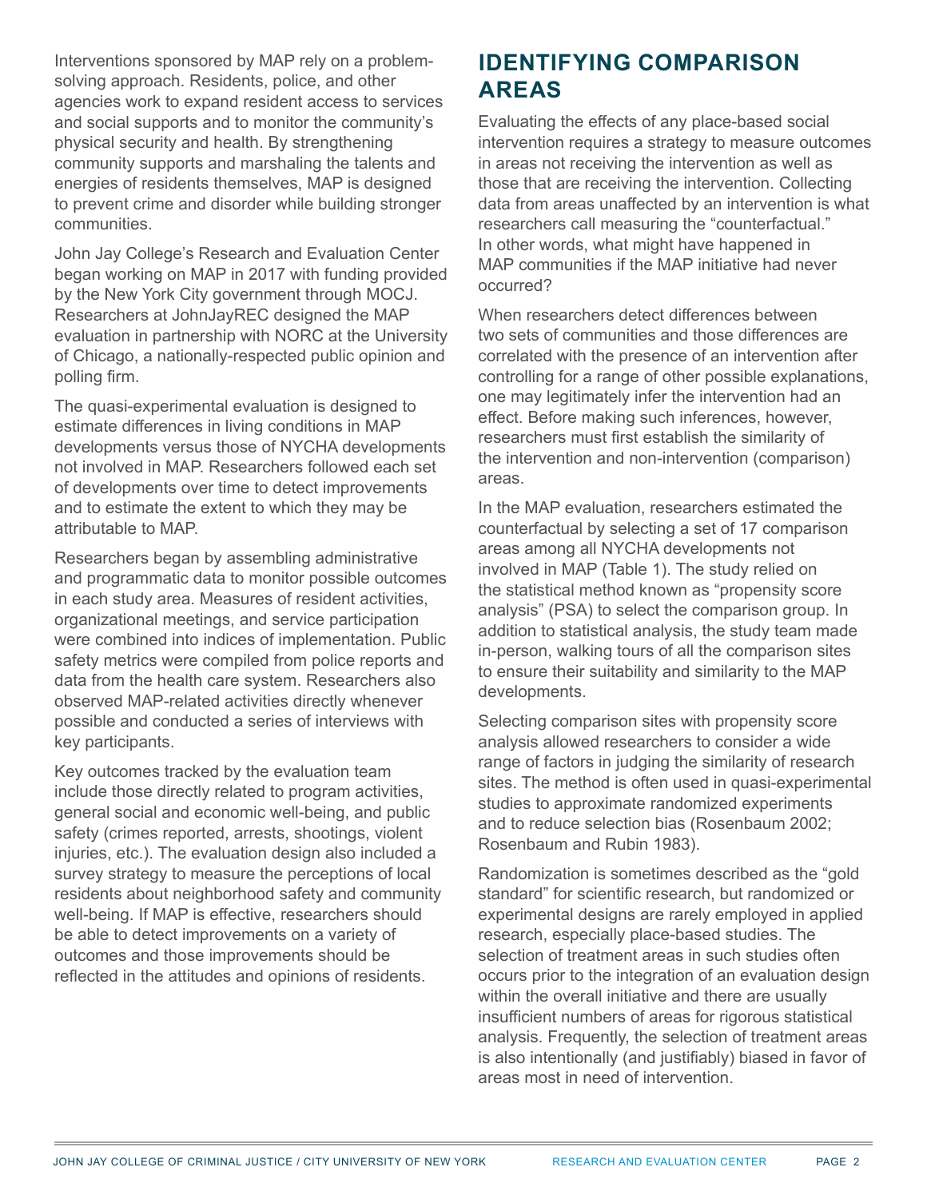Interventions sponsored by MAP rely on a problem-solving approach. Residents, police, and other agencies work to expand resident access to services and social supports and to monitor the community's physical security and health. By strengthening community supports and marshaling the talents and energies of residents themselves, MAP is designed to prevent crime and disorder while building stronger communities.

John Jay College's Research and Evaluation Center began working on MAP in 2017 with funding provided by the New York City government through MOCJ. Researchers at JohnJayREC designed the MAP evaluation in partnership with NORC at the University of Chicago, a nationally-respected public opinion and polling firm.

The quasi-experimental evaluation is designed to estimate differences in living conditions in MAP developments versus those of NYCHA developments not involved in MAP. Researchers followed each set of developments over time to detect improvements and to estimate the extent to which they may be attributable to MAP.

Researchers began by assembling administrative and programmatic data to monitor possible outcomes in each study area. Measures of resident activities, organizational meetings, and service participation were combined into indices of implementation. Public safety metrics were compiled from police reports and data from the health care system. Researchers also observed MAP-related activities directly whenever possible and conducted a series of interviews with key participants.

Key outcomes tracked by the evaluation team include those directly related to program activities, general social and economic well-being, and public safety (crimes reported, arrests, shootings, violent injuries, etc.). The evaluation design also included a survey strategy to measure the perceptions of local residents about neighborhood safety and community well-being. If MAP is effective, researchers should be able to detect improvements on a variety of outcomes and those improvements should be reflected in the attitudes and opinions of residents.

## IDENTIFYING COMPARISON AREAS

Evaluating the effects of any place-based social intervention requires a strategy to measure outcomes in areas not receiving the intervention as well as those that are receiving the intervention. Collecting data from areas unaffected by an intervention is what researchers call measuring the "counterfactual." In other words, what might have happened in MAP communities if the MAP initiative had never occurred?

When researchers detect differences between two sets of communities and those differences are correlated with the presence of an intervention after controlling for a range of other possible explanations, one may legitimately infer the intervention had an effect. Before making such inferences, however, researchers must first establish the similarity of the intervention and non-intervention (comparison) areas.

In the MAP evaluation, researchers estimated the counterfactual by selecting a set of 17 comparison areas among all NYCHA developments not involved in MAP (Table 1). The study relied on the statistical method known as "propensity score analysis" (PSA) to select the comparison group. In addition to statistical analysis, the study team made in-person, walking tours of all the comparison sites to ensure their suitability and similarity to the MAP developments.

Selecting comparison sites with propensity score analysis allowed researchers to consider a wide range of factors in judging the similarity of research sites. The method is often used in quasi-experimental studies to approximate randomized experiments and to reduce selection bias (Rosenbaum 2002; Rosenbaum and Rubin 1983).

Randomization is sometimes described as the "gold standard" for scientific research, but randomized or experimental designs are rarely employed in applied research, especially place-based studies. The selection of treatment areas in such studies often occurs prior to the integration of an evaluation design within the overall initiative and there are usually insufficient numbers of areas for rigorous statistical analysis. Frequently, the selection of treatment areas is also intentionally (and justifiably) biased in favor of areas most in need of intervention.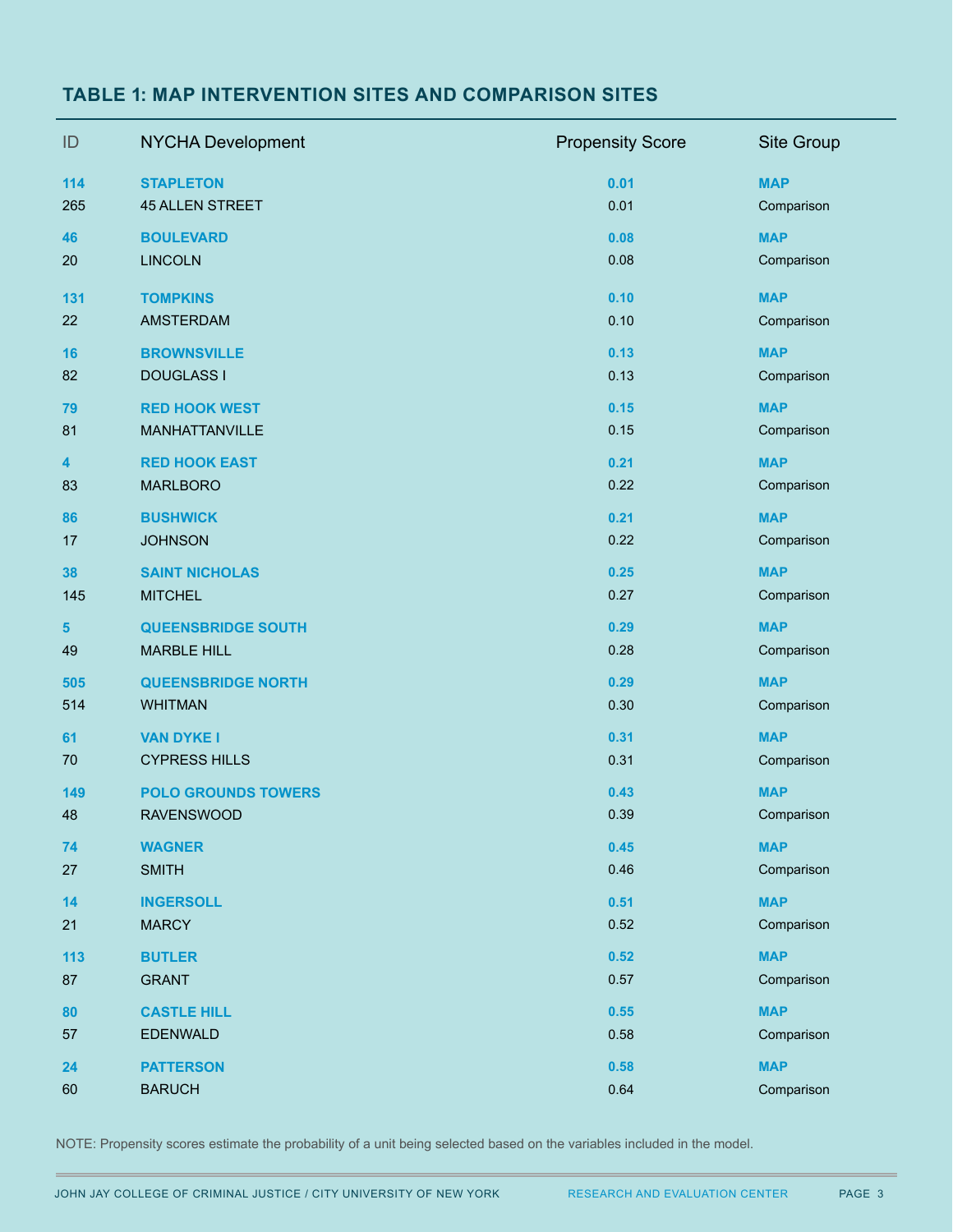## TABLE 1: MAP INTERVENTION SITES AND COMPARISON SITES

| ID | NYCHA Development | Propensity Score | Site Group |
|---|---|---|---|
| **114** | **STAPLETON** | **0.01** | **MAP** |
| 265 | 45 ALLEN STREET | 0.01 | Comparison |
| **46** | **BOULEVARD** | **0.08** | **MAP** |
| 20 | LINCOLN | 0.08 | Comparison |
| **131** | **TOMPKINS** | **0.10** | **MAP** |
| 22 | AMSTERDAM | 0.10 | Comparison |
| **16** | **BROWNSVILLE** | **0.13** | **MAP** |
| 82 | DOUGLASS I | 0.13 | Comparison |
| **79** | **RED HOOK WEST** | **0.15** | **MAP** |
| 81 | MANHATTANVILLE | 0.15 | Comparison |
| **4** | **RED HOOK EAST** | **0.21** | **MAP** |
| 83 | MARLBORO | 0.22 | Comparison |
| **86** | **BUSHWICK** | **0.21** | **MAP** |
| 17 | JOHNSON | 0.22 | Comparison |
| **38** | **SAINT NICHOLAS** | **0.25** | **MAP** |
| 145 | MITCHEL | 0.27 | Comparison |
| **5** | **QUEENSBRIDGE SOUTH** | **0.29** | **MAP** |
| 49 | MARBLE HILL | 0.28 | Comparison |
| **505** | **QUEENSBRIDGE NORTH** | **0.29** | **MAP** |
| 514 | WHITMAN | 0.30 | Comparison |
| **61** | **VAN DYKE I** | **0.31** | **MAP** |
| 70 | CYPRESS HILLS | 0.31 | Comparison |
| **149** | **POLO GROUNDS TOWERS** | **0.43** | **MAP** |
| 48 | RAVENSWOOD | 0.39 | Comparison |
| **74** | **WAGNER** | **0.45** | **MAP** |
| 27 | SMITH | 0.46 | Comparison |
| **14** | **INGERSOLL** | **0.51** | **MAP** |
| 21 | MARCY | 0.52 | Comparison |
| **113** | **BUTLER** | **0.52** | **MAP** |
| 87 | GRANT | 0.57 | Comparison |
| **80** | **CASTLE HILL** | **0.55** | **MAP** |
| 57 | EDENWALD | 0.58 | Comparison |
| **24** | **PATTERSON** | **0.58** | **MAP** |
| 60 | BARUCH | 0.64 | Comparison |

NOTE: Propensity scores estimate the probability of a unit being selected based on the variables included in the model.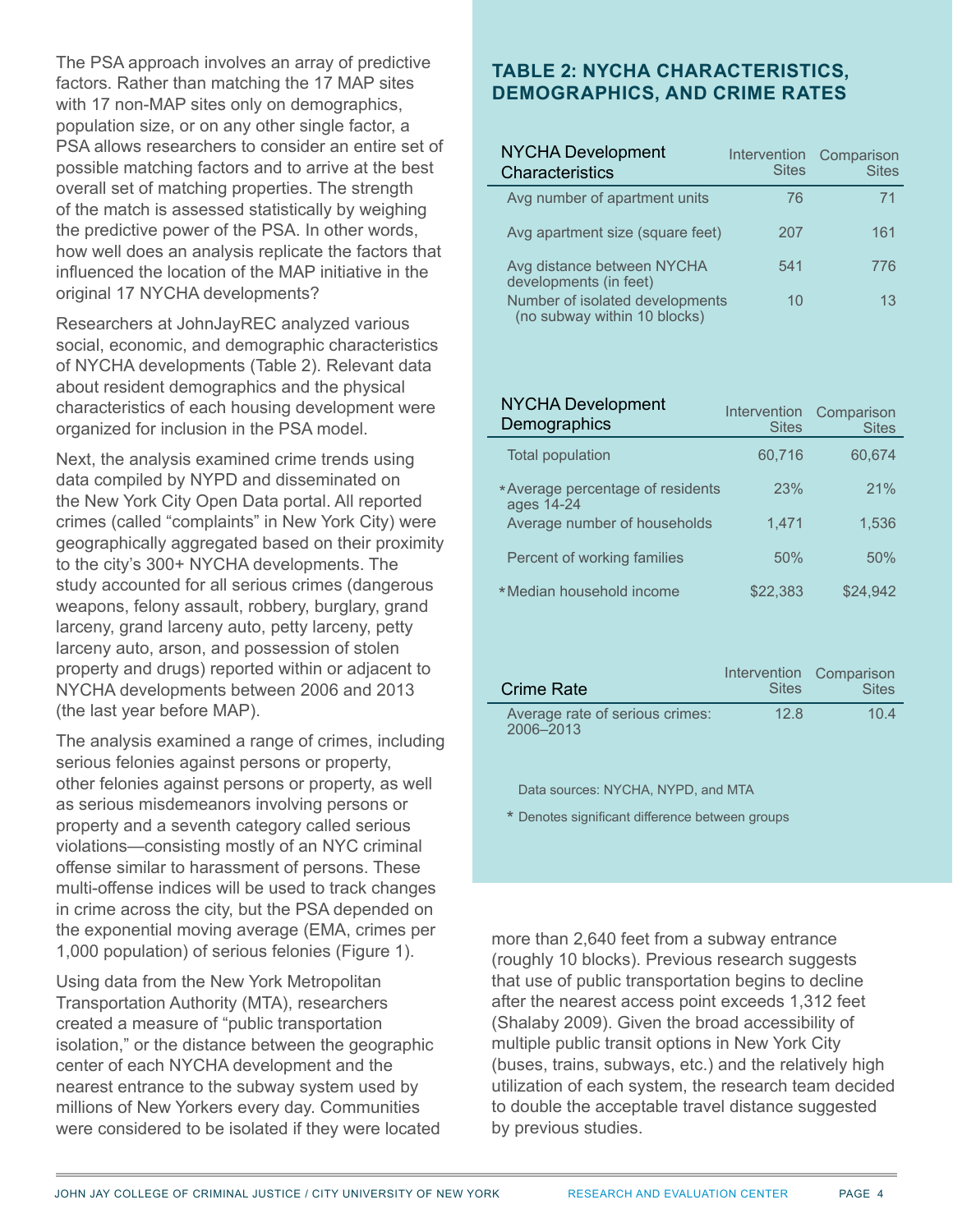The PSA approach involves an array of predictive factors. Rather than matching the 17 MAP sites with 17 non-MAP sites only on demographics, population size, or on any other single factor, a PSA allows researchers to consider an entire set of possible matching factors and to arrive at the best overall set of matching properties. The strength of the match is assessed statistically by weighing the predictive power of the PSA. In other words, how well does an analysis replicate the factors that influenced the location of the MAP initiative in the original 17 NYCHA developments?

Researchers at JohnJayREC analyzed various social, economic, and demographic characteristics of NYCHA developments (Table 2). Relevant data about resident demographics and the physical characteristics of each housing development were organized for inclusion in the PSA model.

Next, the analysis examined crime trends using data compiled by NYPD and disseminated on the New York City Open Data portal. All reported crimes (called "complaints" in New York City) were geographically aggregated based on their proximity to the city's 300+ NYCHA developments. The study accounted for all serious crimes (dangerous weapons, felony assault, robbery, burglary, grand larceny, grand larceny auto, petty larceny, petty larceny auto, arson, and possession of stolen property and drugs) reported within or adjacent to NYCHA developments between 2006 and 2013 (the last year before MAP).

The analysis examined a range of crimes, including serious felonies against persons or property, other felonies against persons or property, as well as serious misdemeanors involving persons or property and a seventh category called serious violations—consisting mostly of an NYC criminal offense similar to harassment of persons. These multi-offense indices will be used to track changes in crime across the city, but the PSA depended on the exponential moving average (EMA, crimes per 1,000 population) of serious felonies (Figure 1).

Using data from the New York Metropolitan Transportation Authority (MTA), researchers created a measure of "public transportation isolation," or the distance between the geographic center of each NYCHA development and the nearest entrance to the subway system used by millions of New Yorkers every day. Communities were considered to be isolated if they were located more than 2,640 feet from a subway entrance (roughly 10 blocks). Previous research suggests that use of public transportation begins to decline after the nearest access point exceeds 1,312 feet (Shalaby 2009). Given the broad accessibility of multiple public transit options in New York City (buses, trains, subways, etc.) and the relatively high utilization of each system, the research team decided to double the acceptable travel distance suggested by previous studies.

## TABLE 2: NYCHA CHARACTERISTICS, DEMOGRAPHICS, AND CRIME RATES

| NYCHA Development Characteristics | Intervention Sites | Comparison Sites |
|---|---|---|
| Avg number of apartment units | 76 | 71 |
| Avg apartment size (square feet) | 207 | 161 |
| Avg distance between NYCHA developments (in feet) | 541 | 776 |
| Number of isolated developments (no subway within 10 blocks) | 10 | 13 |

| NYCHA Development Demographics | Intervention Sites | Comparison Sites |
|---|---|---|
| Total population | 60,716 | 60,674 |
| *Average percentage of residents ages 14-24 | 23% | 21% |
| Average number of households | 1,471 | 1,536 |
| Percent of working families | 50% | 50% |
| *Median household income | $22,383 | $24,942 |

| Crime Rate | Intervention Sites | Comparison Sites |
|---|---|---|
| Average rate of serious crimes: 2006–2013 | 12.8 | 10.4 |

Data sources: NYCHA, NYPD, and MTA

* Denotes significant difference between groups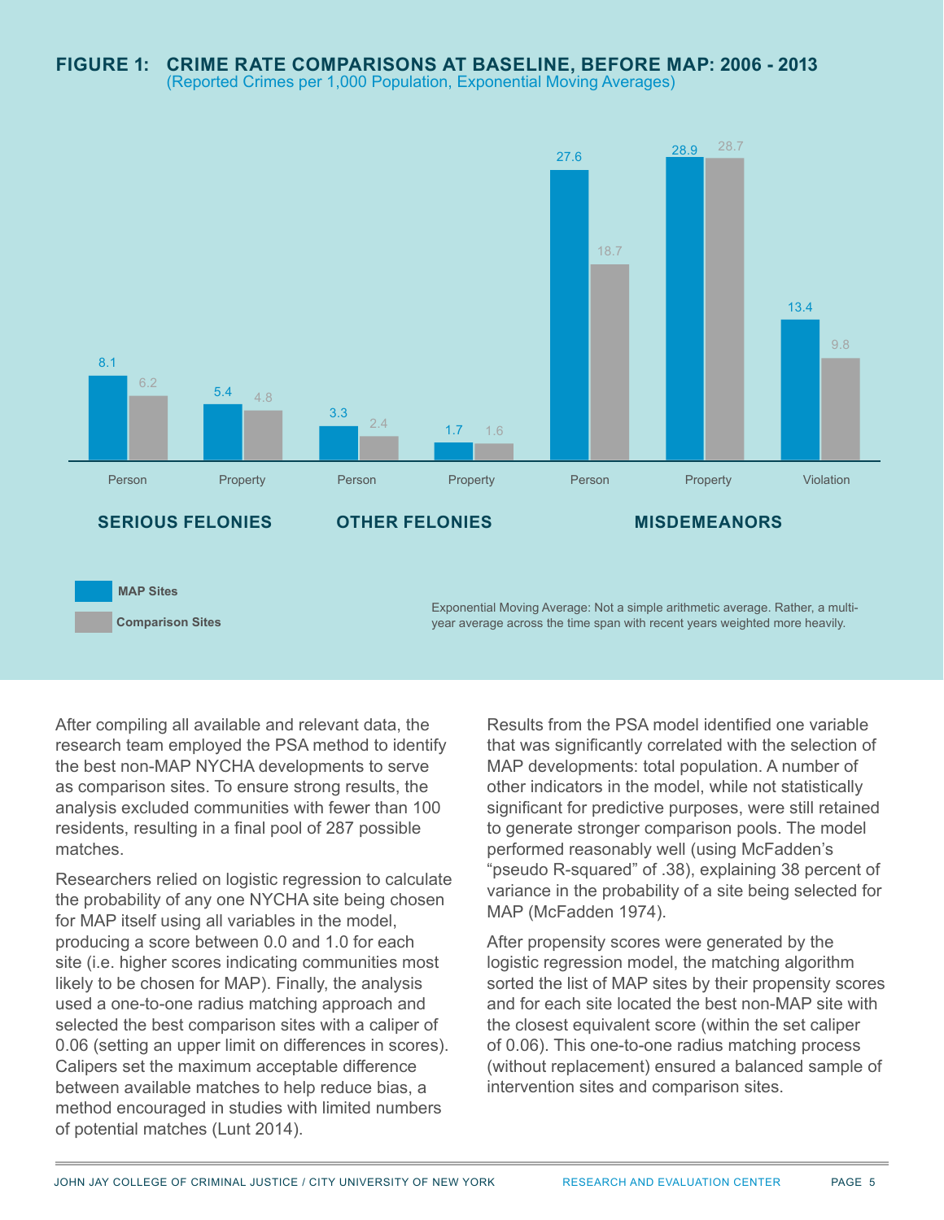## FIGURE 1: CRIME RATE COMPARISONS AT BASELINE, BEFORE MAP: 2006 - 2013

(Reported Crimes per 1,000 Population, Exponential Moving Averages)

| Category | Type | MAP Sites | Comparison Sites |
|---|---|---|---|
| SERIOUS FELONIES | Person | 8.1 | 6.2 |
| SERIOUS FELONIES | Property | 5.4 | 4.8 |
| OTHER FELONIES | Person | 3.3 | 2.4 |
| OTHER FELONIES | Property | 1.7 | 1.6 |
| MISDEMEANORS | Person | 27.6 | 18.7 |
| MISDEMEANORS | Property | 28.9 | 28.7 |
| MISDEMEANORS | Violation | 13.4 | 9.8 |

Exponential Moving Average: Not a simple arithmetic average. Rather, a multi-year average across the time span with recent years weighted more heavily.

After compiling all available and relevant data, the research team employed the PSA method to identify the best non-MAP NYCHA developments to serve as comparison sites. To ensure strong results, the analysis excluded communities with fewer than 100 residents, resulting in a final pool of 287 possible matches.

Researchers relied on logistic regression to calculate the probability of any one NYCHA site being chosen for MAP itself using all variables in the model, producing a score between 0.0 and 1.0 for each site (i.e. higher scores indicating communities most likely to be chosen for MAP). Finally, the analysis used a one-to-one radius matching approach and selected the best comparison sites with a caliper of 0.06 (setting an upper limit on differences in scores). Calipers set the maximum acceptable difference between available matches to help reduce bias, a method encouraged in studies with limited numbers of potential matches (Lunt 2014).

Results from the PSA model identified one variable that was significantly correlated with the selection of MAP developments: total population. A number of other indicators in the model, while not statistically significant for predictive purposes, were still retained to generate stronger comparison pools. The model performed reasonably well (using McFadden's "pseudo R-squared" of .38), explaining 38 percent of variance in the probability of a site being selected for MAP (McFadden 1974).

After propensity scores were generated by the logistic regression model, the matching algorithm sorted the list of MAP sites by their propensity scores and for each site located the best non-MAP site with the closest equivalent score (within the set caliper of 0.06). This one-to-one radius matching process (without replacement) ensured a balanced sample of intervention sites and comparison sites.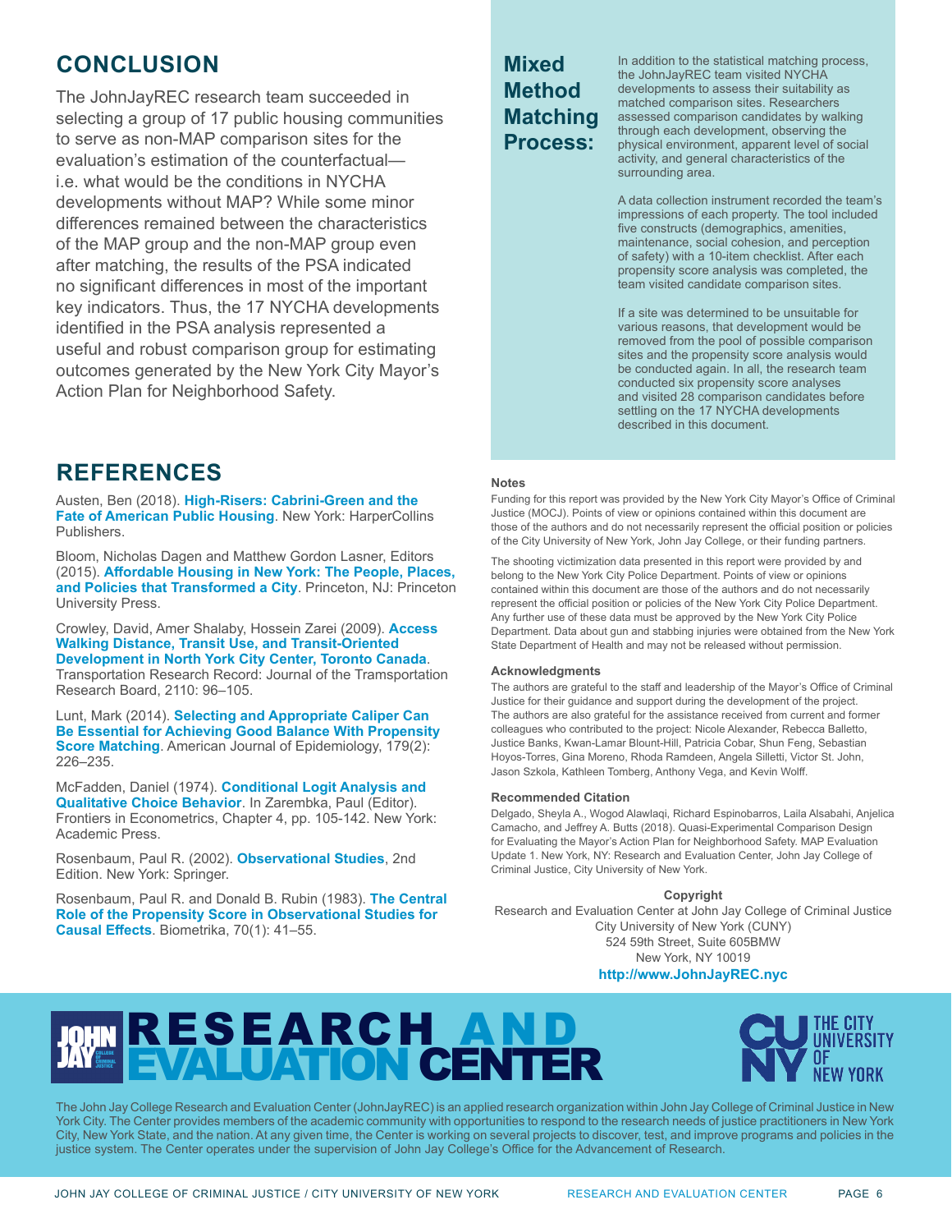## CONCLUSION

The JohnJayREC research team succeeded in selecting a group of 17 public housing communities to serve as non-MAP comparison sites for the evaluation's estimation of the counterfactual—i.e. what would be the conditions in NYCHA developments without MAP? While some minor differences remained between the characteristics of the MAP group and the non-MAP group even after matching, the results of the PSA indicated no significant differences in most of the important key indicators. Thus, the 17 NYCHA developments identified in the PSA analysis represented a useful and robust comparison group for estimating outcomes generated by the New York City Mayor's Action Plan for Neighborhood Safety.

## REFERENCES

Austen, Ben (2018). **High-Risers: Cabrini-Green and the Fate of American Public Housing**. New York: HarperCollins Publishers.

Bloom, Nicholas Dagen and Matthew Gordon Lasner, Editors (2015). **Affordable Housing in New York: The People, Places, and Policies that Transformed a City**. Princeton, NJ: Princeton University Press.

Crowley, David, Amer Shalaby, Hossein Zarei (2009). **Access Walking Distance, Transit Use, and Transit-Oriented Development in North York City Center, Toronto Canada**. Transportation Research Record: Journal of the Tramsportation Research Board, 2110: 96–105.

Lunt, Mark (2014). **Selecting and Appropriate Caliper Can Be Essential for Achieving Good Balance With Propensity Score Matching**. American Journal of Epidemiology, 179(2): 226–235.

McFadden, Daniel (1974). **Conditional Logit Analysis and Qualitative Choice Behavior**. In Zarembka, Paul (Editor). Frontiers in Econometrics, Chapter 4, pp. 105-142. New York: Academic Press.

Rosenbaum, Paul R. (2002). **Observational Studies**, 2nd Edition. New York: Springer.

Rosenbaum, Paul R. and Donald B. Rubin (1983). **The Central Role of the Propensity Score in Observational Studies for Causal Effects**. Biometrika, 70(1): 41–55.

### Mixed Method Matching Process:

In addition to the statistical matching process, the JohnJayREC team visited NYCHA developments to assess their suitability as matched comparison sites. Researchers assessed comparison candidates by walking through each development, observing the physical environment, apparent level of social activity, and general characteristics of the surrounding area.

A data collection instrument recorded the team's impressions of each property. The tool included five constructs (demographics, amenities, maintenance, social cohesion, and perception of safety) with a 10-item checklist. After each propensity score analysis was completed, the team visited candidate comparison sites.

If a site was determined to be unsuitable for various reasons, that development would be removed from the pool of possible comparison sites and the propensity score analysis would be conducted again. In all, the research team conducted six propensity score analyses and visited 28 comparison candidates before settling on the 17 NYCHA developments described in this document.

#### Notes

Funding for this report was provided by the New York City Mayor's Office of Criminal Justice (MOCJ). Points of view or opinions contained within this document are those of the authors and do not necessarily represent the official position or policies of the City University of New York, John Jay College, or their funding partners.

The shooting victimization data presented in this report were provided by and belong to the New York City Police Department. Points of view or opinions contained within this document are those of the authors and do not necessarily represent the official position or policies of the New York City Police Department. Any further use of these data must be approved by the New York City Police Department. Data about gun and stabbing injuries were obtained from the New York State Department of Health and may not be released without permission.

#### Acknowledgments

The authors are grateful to the staff and leadership of the Mayor's Office of Criminal Justice for their guidance and support during the development of the project. The authors are also grateful for the assistance received from current and former colleagues who contributed to the project: Nicole Alexander, Rebecca Balletto, Justice Banks, Kwan-Lamar Blount-Hill, Patricia Cobar, Shun Feng, Sebastian Hoyos-Torres, Gina Moreno, Rhoda Ramdeen, Angela Silletti, Victor St. John, Jason Szkola, Kathleen Tomberg, Anthony Vega, and Kevin Wolff.

#### Recommended Citation

Delgado, Sheyla A., Wogod Alawlaqi, Richard Espinobarros, Laila Alsabahi, Anjelica Camacho, and Jeffrey A. Butts (2018). Quasi-Experimental Comparison Design for Evaluating the Mayor's Action Plan for Neighborhood Safety. MAP Evaluation Update 1. New York, NY: Research and Evaluation Center, John Jay College of Criminal Justice, City University of New York.

**Copyright**

Research and Evaluation Center at John Jay College of Criminal Justice
City University of New York (CUNY)
524 59th Street, Suite 605BMW
New York, NY 10019
**http://www.JohnJayREC.nyc**

JOHN JAY COLLEGE OF CRIMINAL JUSTICE RESEARCH AND EVALUATION CENTER

THE CITY UNIVERSITY OF NEW YORK

The John Jay College Research and Evaluation Center (JohnJayREC) is an applied research organization within John Jay College of Criminal Justice in New York City. The Center provides members of the academic community with opportunities to respond to the research needs of justice practitioners in New York City, New York State, and the nation. At any given time, the Center is working on several projects to discover, test, and improve programs and policies in the justice system. The Center operates under the supervision of John Jay College's Office for the Advancement of Research.